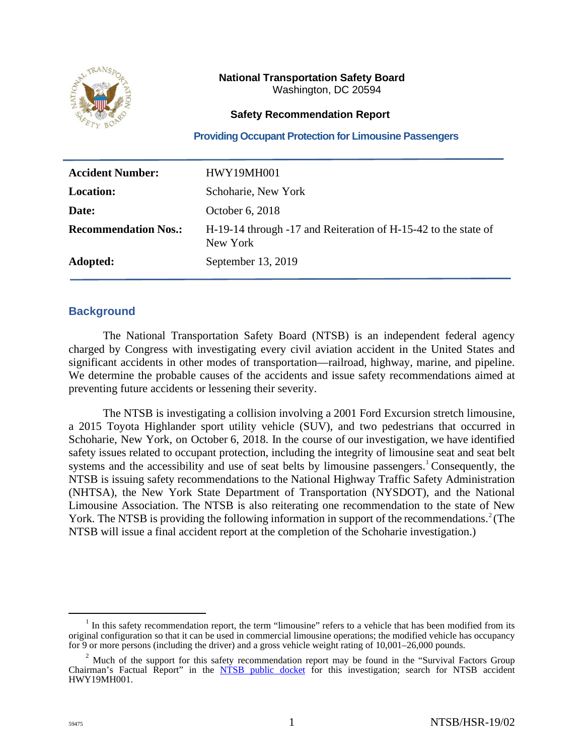**National Transportation Safety Board**
Washington, DC 20594

**Safety Recommendation Report**

## Providing Occupant Protection for Limousine Passengers

| | |
|---|---|
| **Accident Number:** | HWY19MH001 |
| **Location:** | Schoharie, New York |
| **Date:** | October 6, 2018 |
| **Recommendation Nos.:** | H-19-14 through -17 and Reiteration of H-15-42 to the state of New York |
| **Adopted:** | September 13, 2019 |

## Background

The National Transportation Safety Board (NTSB) is an independent federal agency charged by Congress with investigating every civil aviation accident in the United States and significant accidents in other modes of transportation—railroad, highway, marine, and pipeline. We determine the probable causes of the accidents and issue safety recommendations aimed at preventing future accidents or lessening their severity.

The NTSB is investigating a collision involving a 2001 Ford Excursion stretch limousine, a 2015 Toyota Highlander sport utility vehicle (SUV), and two pedestrians that occurred in Schoharie, New York, on October 6, 2018. In the course of our investigation, we have identified safety issues related to occupant protection, including the integrity of limousine seat and seat belt systems and the accessibility and use of seat belts by limousine passengers.[1] Consequently, the NTSB is issuing safety recommendations to the National Highway Traffic Safety Administration (NHTSA), the New York State Department of Transportation (NYSDOT), and the National Limousine Association. The NTSB is also reiterating one recommendation to the state of New York. The NTSB is providing the following information in support of the recommendations.[2] (The NTSB will issue a final accident report at the completion of the Schoharie investigation.)

---

[1] In this safety recommendation report, the term "limousine" refers to a vehicle that has been modified from its original configuration so that it can be used in commercial limousine operations; the modified vehicle has occupancy for 9 or more persons (including the driver) and a gross vehicle weight rating of 10,001–26,000 pounds.

[2] Much of the support for this safety recommendation report may be found in the "Survival Factors Group Chairman's Factual Report" in the NTSB public docket for this investigation; search for NTSB accident HWY19MH001.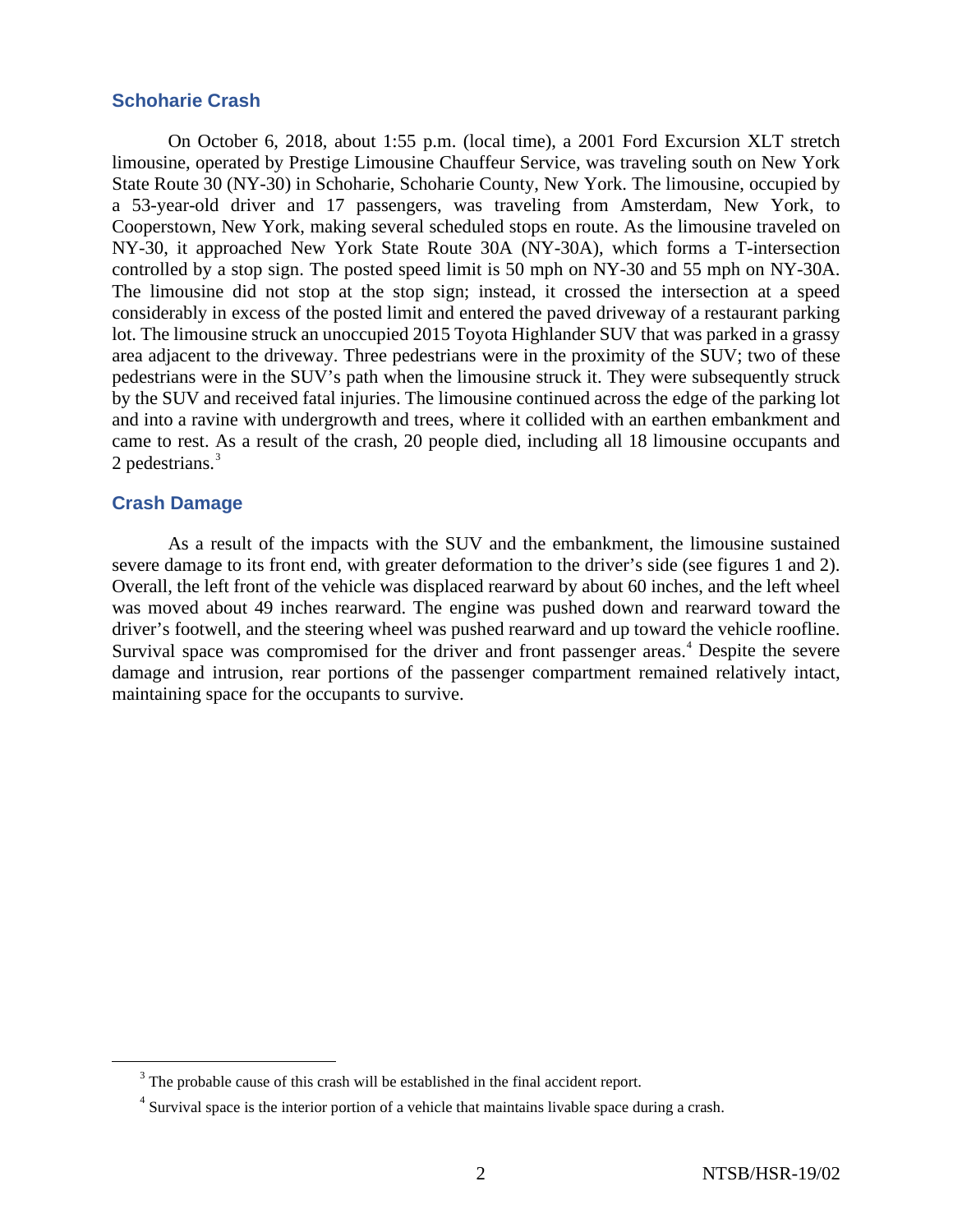## Schoharie Crash

On October 6, 2018, about 1:55 p.m. (local time), a 2001 Ford Excursion XLT stretch limousine, operated by Prestige Limousine Chauffeur Service, was traveling south on New York State Route 30 (NY-30) in Schoharie, Schoharie County, New York. The limousine, occupied by a 53-year-old driver and 17 passengers, was traveling from Amsterdam, New York, to Cooperstown, New York, making several scheduled stops en route. As the limousine traveled on NY-30, it approached New York State Route 30A (NY-30A), which forms a T-intersection controlled by a stop sign. The posted speed limit is 50 mph on NY-30 and 55 mph on NY-30A. The limousine did not stop at the stop sign; instead, it crossed the intersection at a speed considerably in excess of the posted limit and entered the paved driveway of a restaurant parking lot. The limousine struck an unoccupied 2015 Toyota Highlander SUV that was parked in a grassy area adjacent to the driveway. Three pedestrians were in the proximity of the SUV; two of these pedestrians were in the SUV's path when the limousine struck it. They were subsequently struck by the SUV and received fatal injuries. The limousine continued across the edge of the parking lot and into a ravine with undergrowth and trees, where it collided with an earthen embankment and came to rest. As a result of the crash, 20 people died, including all 18 limousine occupants and 2 pedestrians.[3]

## Crash Damage

As a result of the impacts with the SUV and the embankment, the limousine sustained severe damage to its front end, with greater deformation to the driver's side (see figures 1 and 2). Overall, the left front of the vehicle was displaced rearward by about 60 inches, and the left wheel was moved about 49 inches rearward. The engine was pushed down and rearward toward the driver's footwell, and the steering wheel was pushed rearward and up toward the vehicle roofline. Survival space was compromised for the driver and front passenger areas.[4] Despite the severe damage and intrusion, rear portions of the passenger compartment remained relatively intact, maintaining space for the occupants to survive.

[3] The probable cause of this crash will be established in the final accident report.

[4] Survival space is the interior portion of a vehicle that maintains livable space during a crash.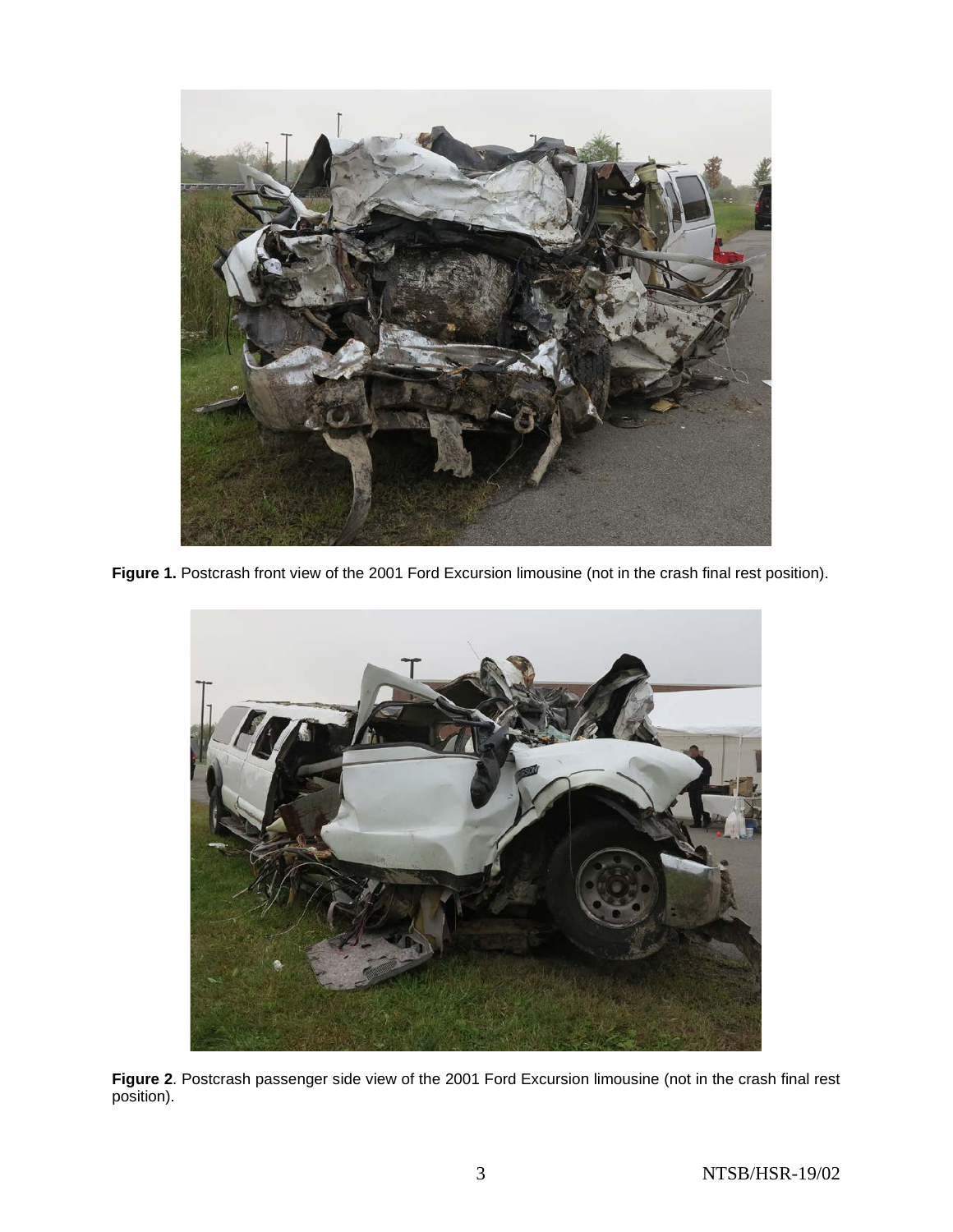**Figure 1.** Postcrash front view of the 2001 Ford Excursion limousine (not in the crash final rest position).

**Figure 2**. Postcrash passenger side view of the 2001 Ford Excursion limousine (not in the crash final rest position).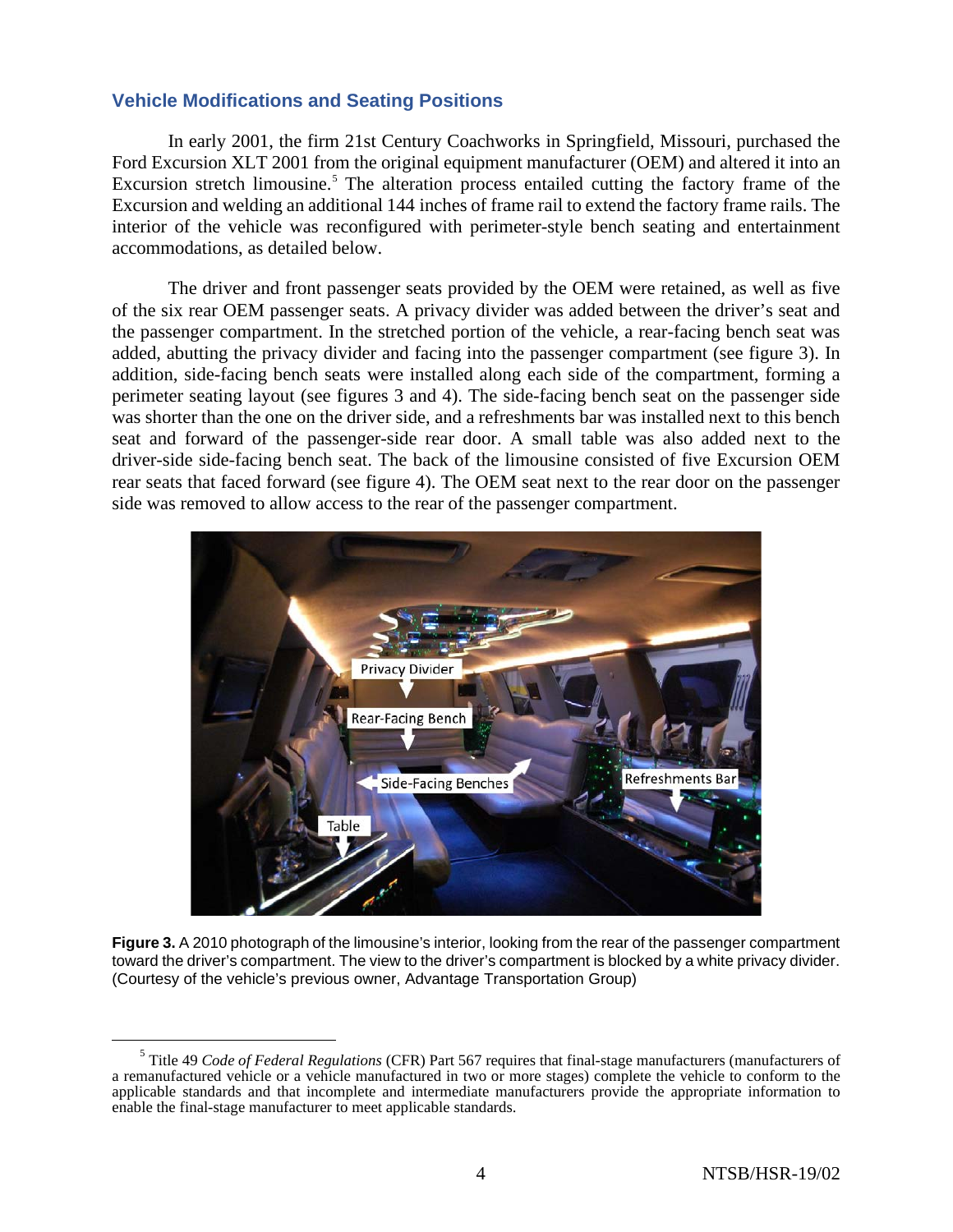## Vehicle Modifications and Seating Positions

In early 2001, the firm 21st Century Coachworks in Springfield, Missouri, purchased the Ford Excursion XLT 2001 from the original equipment manufacturer (OEM) and altered it into an Excursion stretch limousine.[5] The alteration process entailed cutting the factory frame of the Excursion and welding an additional 144 inches of frame rail to extend the factory frame rails. The interior of the vehicle was reconfigured with perimeter-style bench seating and entertainment accommodations, as detailed below.

The driver and front passenger seats provided by the OEM were retained, as well as five of the six rear OEM passenger seats. A privacy divider was added between the driver's seat and the passenger compartment. In the stretched portion of the vehicle, a rear-facing bench seat was added, abutting the privacy divider and facing into the passenger compartment (see figure 3). In addition, side-facing bench seats were installed along each side of the compartment, forming a perimeter seating layout (see figures 3 and 4). The side-facing bench seat on the passenger side was shorter than the one on the driver side, and a refreshments bar was installed next to this bench seat and forward of the passenger-side rear door. A small table was also added next to the driver-side side-facing bench seat. The back of the limousine consisted of five Excursion OEM rear seats that faced forward (see figure 4). The OEM seat next to the rear door on the passenger side was removed to allow access to the rear of the passenger compartment.

**Figure 3.** A 2010 photograph of the limousine's interior, looking from the rear of the passenger compartment toward the driver's compartment. The view to the driver's compartment is blocked by a white privacy divider. (Courtesy of the vehicle's previous owner, Advantage Transportation Group)

[5] Title 49 *Code of Federal Regulations* (CFR) Part 567 requires that final-stage manufacturers (manufacturers of a remanufactured vehicle or a vehicle manufactured in two or more stages) complete the vehicle to conform to the applicable standards and that incomplete and intermediate manufacturers provide the appropriate information to enable the final-stage manufacturer to meet applicable standards.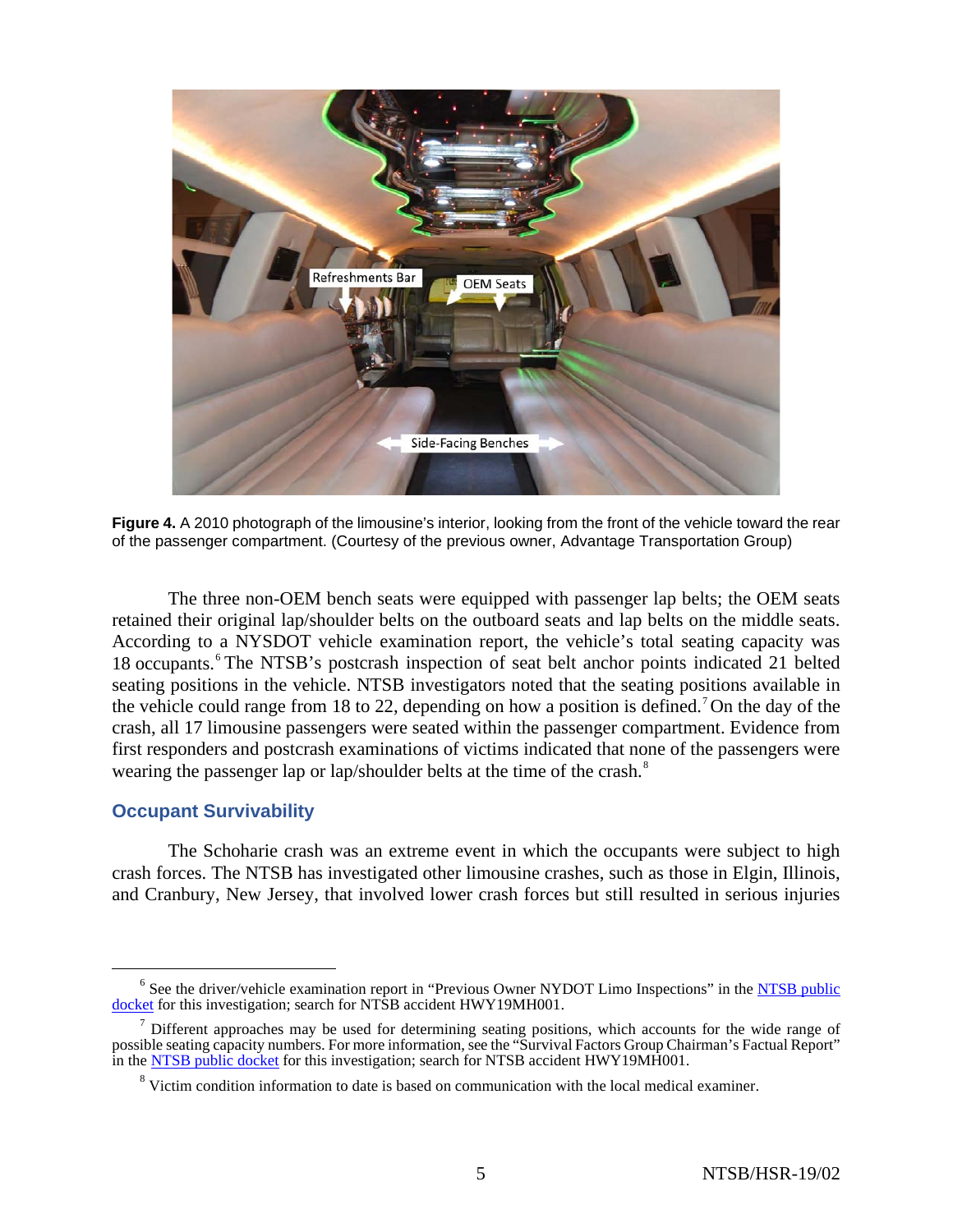**Figure 4.** A 2010 photograph of the limousine's interior, looking from the front of the vehicle toward the rear of the passenger compartment. (Courtesy of the previous owner, Advantage Transportation Group)

The three non-OEM bench seats were equipped with passenger lap belts; the OEM seats retained their original lap/shoulder belts on the outboard seats and lap belts on the middle seats. According to a NYSDOT vehicle examination report, the vehicle's total seating capacity was 18 occupants.[6] The NTSB's postcrash inspection of seat belt anchor points indicated 21 belted seating positions in the vehicle. NTSB investigators noted that the seating positions available in the vehicle could range from 18 to 22, depending on how a position is defined.[7] On the day of the crash, all 17 limousine passengers were seated within the passenger compartment. Evidence from first responders and postcrash examinations of victims indicated that none of the passengers were wearing the passenger lap or lap/shoulder belts at the time of the crash.[8]

### Occupant Survivability

The Schoharie crash was an extreme event in which the occupants were subject to high crash forces. The NTSB has investigated other limousine crashes, such as those in Elgin, Illinois, and Cranbury, New Jersey, that involved lower crash forces but still resulted in serious injuries

---

[6] See the driver/vehicle examination report in "Previous Owner NYDOT Limo Inspections" in the NTSB public docket for this investigation; search for NTSB accident HWY19MH001.

[7] Different approaches may be used for determining seating positions, which accounts for the wide range of possible seating capacity numbers. For more information, see the "Survival Factors Group Chairman's Factual Report" in the NTSB public docket for this investigation; search for NTSB accident HWY19MH001.

[8] Victim condition information to date is based on communication with the local medical examiner.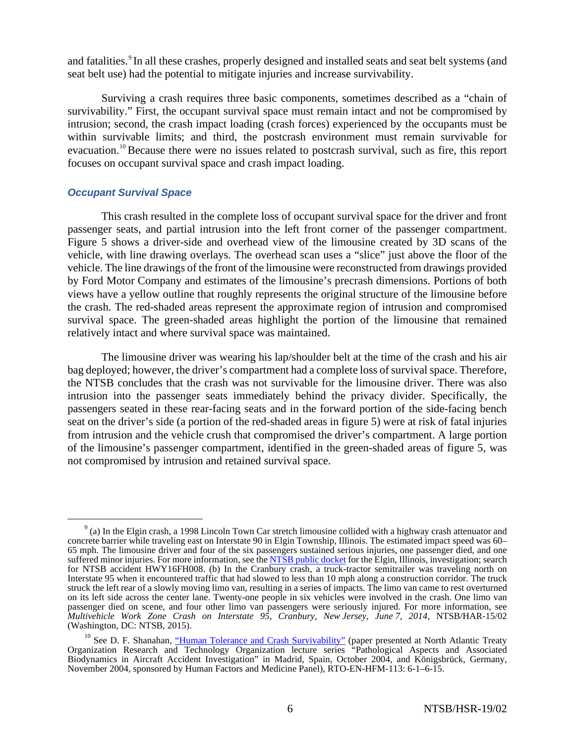and fatalities.[9] In all these crashes, properly designed and installed seats and seat belt systems (and seat belt use) had the potential to mitigate injuries and increase survivability.

Surviving a crash requires three basic components, sometimes described as a "chain of survivability." First, the occupant survival space must remain intact and not be compromised by intrusion; second, the crash impact loading (crash forces) experienced by the occupants must be within survivable limits; and third, the postcrash environment must remain survivable for evacuation.[10] Because there were no issues related to postcrash survival, such as fire, this report focuses on occupant survival space and crash impact loading.

### *Occupant Survival Space*

This crash resulted in the complete loss of occupant survival space for the driver and front passenger seats, and partial intrusion into the left front corner of the passenger compartment. Figure 5 shows a driver-side and overhead view of the limousine created by 3D scans of the vehicle, with line drawing overlays. The overhead scan uses a "slice" just above the floor of the vehicle. The line drawings of the front of the limousine were reconstructed from drawings provided by Ford Motor Company and estimates of the limousine's precrash dimensions. Portions of both views have a yellow outline that roughly represents the original structure of the limousine before the crash. The red-shaded areas represent the approximate region of intrusion and compromised survival space. The green-shaded areas highlight the portion of the limousine that remained relatively intact and where survival space was maintained.

The limousine driver was wearing his lap/shoulder belt at the time of the crash and his air bag deployed; however, the driver's compartment had a complete loss of survival space. Therefore, the NTSB concludes that the crash was not survivable for the limousine driver. There was also intrusion into the passenger seats immediately behind the privacy divider. Specifically, the passengers seated in these rear-facing seats and in the forward portion of the side-facing bench seat on the driver's side (a portion of the red-shaded areas in figure 5) were at risk of fatal injuries from intrusion and the vehicle crush that compromised the driver's compartment. A large portion of the limousine's passenger compartment, identified in the green-shaded areas of figure 5, was not compromised by intrusion and retained survival space.

---

[9] (a) In the Elgin crash, a 1998 Lincoln Town Car stretch limousine collided with a highway crash attenuator and concrete barrier while traveling east on Interstate 90 in Elgin Township, Illinois. The estimated impact speed was 60–65 mph. The limousine driver and four of the six passengers sustained serious injuries, one passenger died, and one suffered minor injuries. For more information, see the [NTSB public docket](#) for the Elgin, Illinois, investigation; search for NTSB accident HWY16FH008. (b) In the Cranbury crash, a truck-tractor semitrailer was traveling north on Interstate 95 when it encountered traffic that had slowed to less than 10 mph along a construction corridor. The truck struck the left rear of a slowly moving limo van, resulting in a series of impacts. The limo van came to rest overturned on its left side across the center lane. Twenty-one people in six vehicles were involved in the crash. One limo van passenger died on scene, and four other limo van passengers were seriously injured. For more information, see *Multivehicle Work Zone Crash on Interstate 95, Cranbury, New Jersey, June 7, 2014,* NTSB/HAR-15/02 (Washington, DC: NTSB, 2015).

[10] See D. F. Shanahan, ["Human Tolerance and Crash Survivability"](#) (paper presented at North Atlantic Treaty Organization Research and Technology Organization lecture series "Pathological Aspects and Associated Biodynamics in Aircraft Accident Investigation" in Madrid, Spain, October 2004, and Königsbrück, Germany, November 2004, sponsored by Human Factors and Medicine Panel), RTO-EN-HFM-113: 6-1–6-15.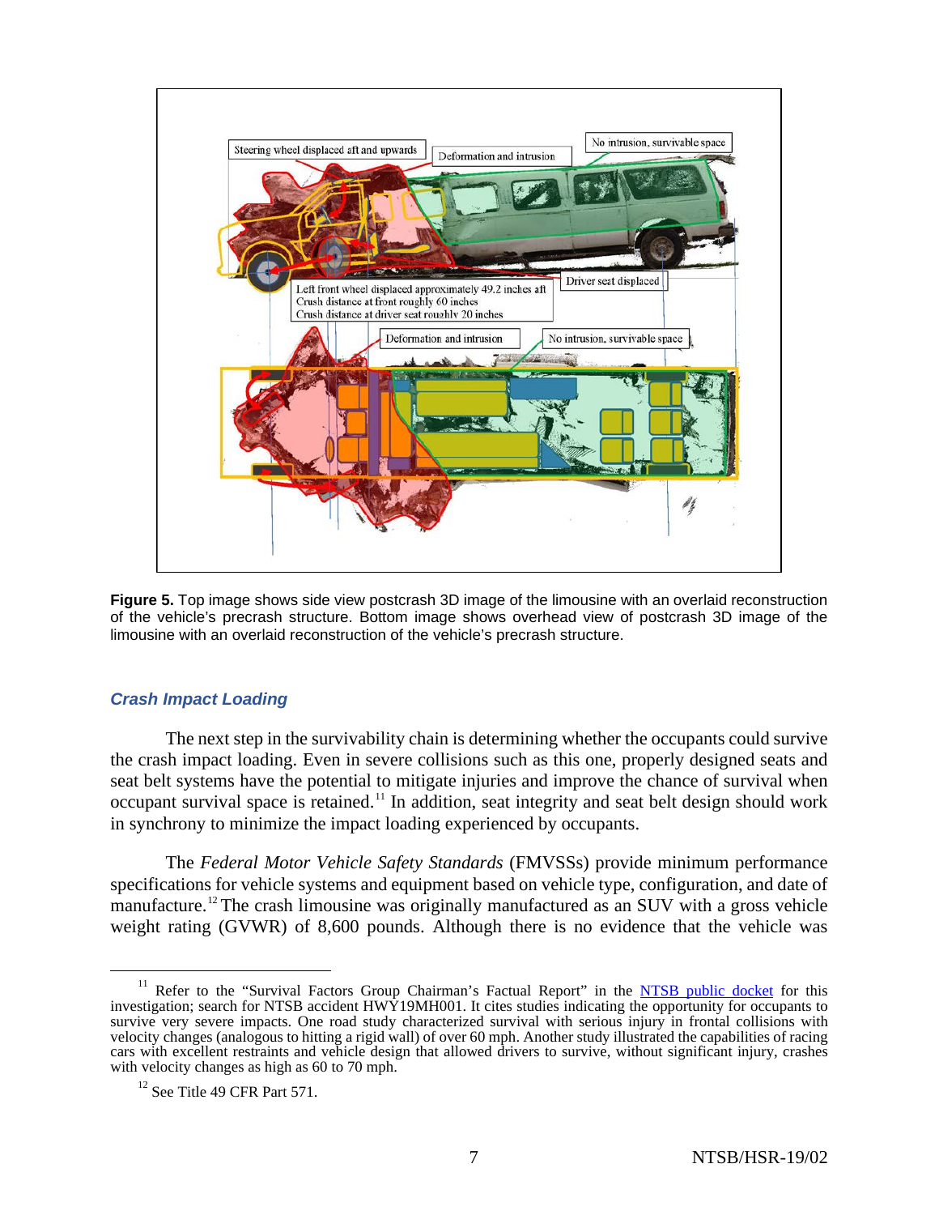Figure 5. Top image shows side view postcrash 3D image of the limousine with an overlaid reconstruction of the vehicle's precrash structure. Bottom image shows overhead view of postcrash 3D image of the limousine with an overlaid reconstruction of the vehicle's precrash structure.

### *Crash Impact Loading*

The next step in the survivability chain is determining whether the occupants could survive the crash impact loading. Even in severe collisions such as this one, properly designed seats and seat belt systems have the potential to mitigate injuries and improve the chance of survival when occupant survival space is retained.[11] In addition, seat integrity and seat belt design should work in synchrony to minimize the impact loading experienced by occupants.

The *Federal Motor Vehicle Safety Standards* (FMVSSs) provide minimum performance specifications for vehicle systems and equipment based on vehicle type, configuration, and date of manufacture.[12] The crash limousine was originally manufactured as an SUV with a gross vehicle weight rating (GVWR) of 8,600 pounds. Although there is no evidence that the vehicle was

---

[11] Refer to the "Survival Factors Group Chairman's Factual Report" in the NTSB public docket for this investigation; search for NTSB accident HWY19MH001. It cites studies indicating the opportunity for occupants to survive very severe impacts. One road study characterized survival with serious injury in frontal collisions with velocity changes (analogous to hitting a rigid wall) of over 60 mph. Another study illustrated the capabilities of racing cars with excellent restraints and vehicle design that allowed drivers to survive, without significant injury, crashes with velocity changes as high as 60 to 70 mph.

[12] See Title 49 CFR Part 571.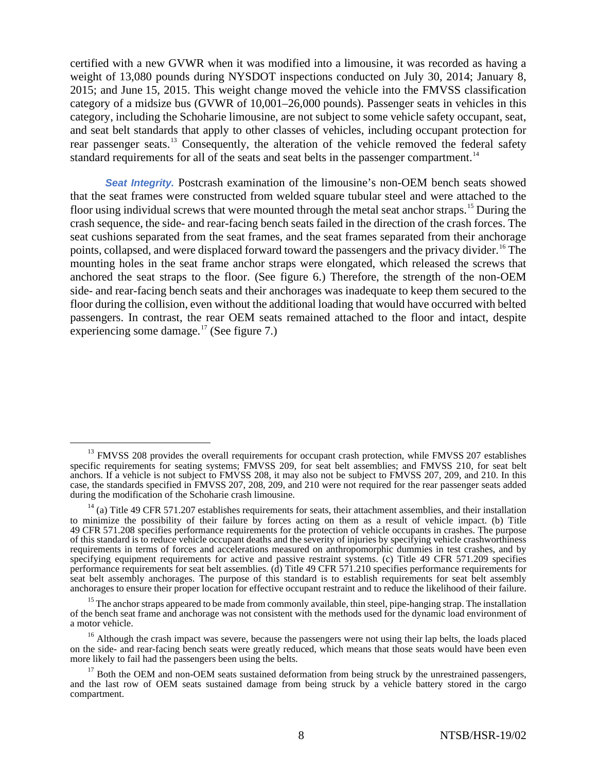certified with a new GVWR when it was modified into a limousine, it was recorded as having a weight of 13,080 pounds during NYSDOT inspections conducted on July 30, 2014; January 8, 2015; and June 15, 2015. This weight change moved the vehicle into the FMVSS classification category of a midsize bus (GVWR of 10,001–26,000 pounds). Passenger seats in vehicles in this category, including the Schoharie limousine, are not subject to some vehicle safety occupant, seat, and seat belt standards that apply to other classes of vehicles, including occupant protection for rear passenger seats.[13] Consequently, the alteration of the vehicle removed the federal safety standard requirements for all of the seats and seat belts in the passenger compartment.[14]

***Seat Integrity.*** Postcrash examination of the limousine's non-OEM bench seats showed that the seat frames were constructed from welded square tubular steel and were attached to the floor using individual screws that were mounted through the metal seat anchor straps.[15] During the crash sequence, the side- and rear-facing bench seats failed in the direction of the crash forces. The seat cushions separated from the seat frames, and the seat frames separated from their anchorage points, collapsed, and were displaced forward toward the passengers and the privacy divider.[16] The mounting holes in the seat frame anchor straps were elongated, which released the screws that anchored the seat straps to the floor. (See figure 6.) Therefore, the strength of the non-OEM side- and rear-facing bench seats and their anchorages was inadequate to keep them secured to the floor during the collision, even without the additional loading that would have occurred with belted passengers. In contrast, the rear OEM seats remained attached to the floor and intact, despite experiencing some damage.[17] (See figure 7.)

---

[13] FMVSS 208 provides the overall requirements for occupant crash protection, while FMVSS 207 establishes specific requirements for seating systems; FMVSS 209, for seat belt assemblies; and FMVSS 210, for seat belt anchors. If a vehicle is not subject to FMVSS 208, it may also not be subject to FMVSS 207, 209, and 210. In this case, the standards specified in FMVSS 207, 208, 209, and 210 were not required for the rear passenger seats added during the modification of the Schoharie crash limousine.

[14] (a) Title 49 CFR 571.207 establishes requirements for seats, their attachment assemblies, and their installation to minimize the possibility of their failure by forces acting on them as a result of vehicle impact. (b) Title 49 CFR 571.208 specifies performance requirements for the protection of vehicle occupants in crashes. The purpose of this standard is to reduce vehicle occupant deaths and the severity of injuries by specifying vehicle crashworthiness requirements in terms of forces and accelerations measured on anthropomorphic dummies in test crashes, and by specifying equipment requirements for active and passive restraint systems. (c) Title 49 CFR 571.209 specifies performance requirements for seat belt assemblies. (d) Title 49 CFR 571.210 specifies performance requirements for seat belt assembly anchorages. The purpose of this standard is to establish requirements for seat belt assembly anchorages to ensure their proper location for effective occupant restraint and to reduce the likelihood of their failure.

[15] The anchor straps appeared to be made from commonly available, thin steel, pipe-hanging strap. The installation of the bench seat frame and anchorage was not consistent with the methods used for the dynamic load environment of a motor vehicle.

[16] Although the crash impact was severe, because the passengers were not using their lap belts, the loads placed on the side- and rear-facing bench seats were greatly reduced, which means that those seats would have been even more likely to fail had the passengers been using the belts.

[17] Both the OEM and non-OEM seats sustained deformation from being struck by the unrestrained passengers, and the last row of OEM seats sustained damage from being struck by a vehicle battery stored in the cargo compartment.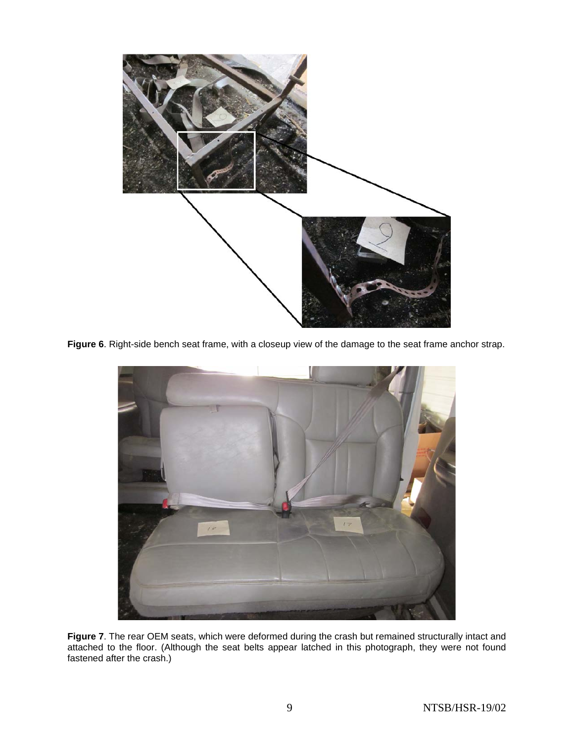**Figure 6**. Right-side bench seat frame, with a closeup view of the damage to the seat frame anchor strap.

**Figure 7**. The rear OEM seats, which were deformed during the crash but remained structurally intact and attached to the floor. (Although the seat belts appear latched in this photograph, they were not found fastened after the crash.)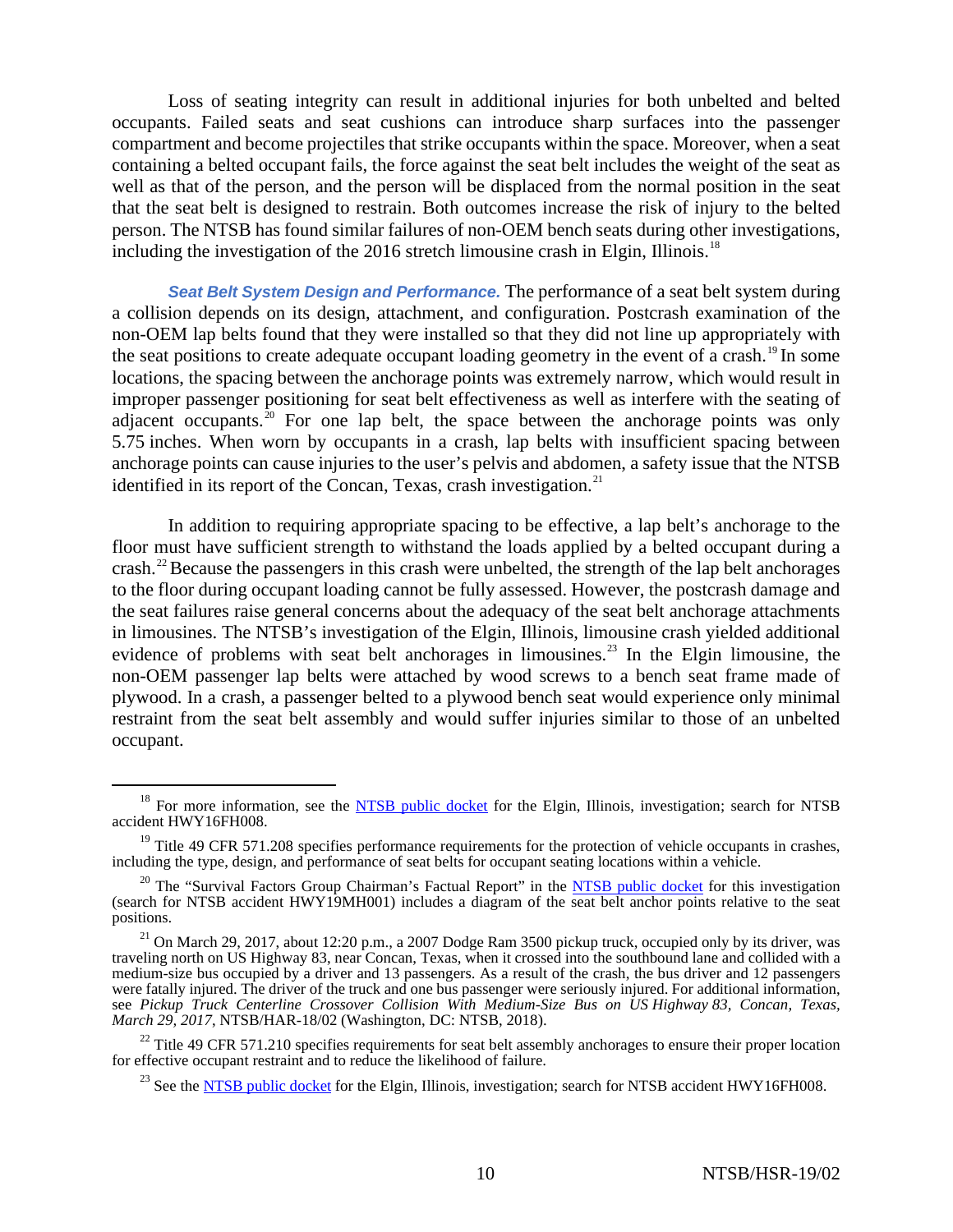Loss of seating integrity can result in additional injuries for both unbelted and belted occupants. Failed seats and seat cushions can introduce sharp surfaces into the passenger compartment and become projectiles that strike occupants within the space. Moreover, when a seat containing a belted occupant fails, the force against the seat belt includes the weight of the seat as well as that of the person, and the person will be displaced from the normal position in the seat that the seat belt is designed to restrain. Both outcomes increase the risk of injury to the belted person. The NTSB has found similar failures of non-OEM bench seats during other investigations, including the investigation of the 2016 stretch limousine crash in Elgin, Illinois.[18]

***Seat Belt System Design and Performance.*** The performance of a seat belt system during a collision depends on its design, attachment, and configuration. Postcrash examination of the non-OEM lap belts found that they were installed so that they did not line up appropriately with the seat positions to create adequate occupant loading geometry in the event of a crash.[19] In some locations, the spacing between the anchorage points was extremely narrow, which would result in improper passenger positioning for seat belt effectiveness as well as interfere with the seating of adjacent occupants.[20] For one lap belt, the space between the anchorage points was only 5.75 inches. When worn by occupants in a crash, lap belts with insufficient spacing between anchorage points can cause injuries to the user's pelvis and abdomen, a safety issue that the NTSB identified in its report of the Concan, Texas, crash investigation.[21]

In addition to requiring appropriate spacing to be effective, a lap belt's anchorage to the floor must have sufficient strength to withstand the loads applied by a belted occupant during a crash.[22] Because the passengers in this crash were unbelted, the strength of the lap belt anchorages to the floor during occupant loading cannot be fully assessed. However, the postcrash damage and the seat failures raise general concerns about the adequacy of the seat belt anchorage attachments in limousines. The NTSB's investigation of the Elgin, Illinois, limousine crash yielded additional evidence of problems with seat belt anchorages in limousines.[23] In the Elgin limousine, the non-OEM passenger lap belts were attached by wood screws to a bench seat frame made of plywood. In a crash, a passenger belted to a plywood bench seat would experience only minimal restraint from the seat belt assembly and would suffer injuries similar to those of an unbelted occupant.

---

[18] For more information, see the NTSB public docket for the Elgin, Illinois, investigation; search for NTSB accident HWY16FH008.

[19] Title 49 CFR 571.208 specifies performance requirements for the protection of vehicle occupants in crashes, including the type, design, and performance of seat belts for occupant seating locations within a vehicle.

[20] The "Survival Factors Group Chairman's Factual Report" in the NTSB public docket for this investigation (search for NTSB accident HWY19MH001) includes a diagram of the seat belt anchor points relative to the seat positions.

[21] On March 29, 2017, about 12:20 p.m., a 2007 Dodge Ram 3500 pickup truck, occupied only by its driver, was traveling north on US Highway 83, near Concan, Texas, when it crossed into the southbound lane and collided with a medium-size bus occupied by a driver and 13 passengers. As a result of the crash, the bus driver and 12 passengers were fatally injured. The driver of the truck and one bus passenger were seriously injured. For additional information, see *Pickup Truck Centerline Crossover Collision With Medium-Size Bus on US Highway 83, Concan, Texas, March 29, 2017*, NTSB/HAR-18/02 (Washington, DC: NTSB, 2018).

[22] Title 49 CFR 571.210 specifies requirements for seat belt assembly anchorages to ensure their proper location for effective occupant restraint and to reduce the likelihood of failure.

[23] See the NTSB public docket for the Elgin, Illinois, investigation; search for NTSB accident HWY16FH008.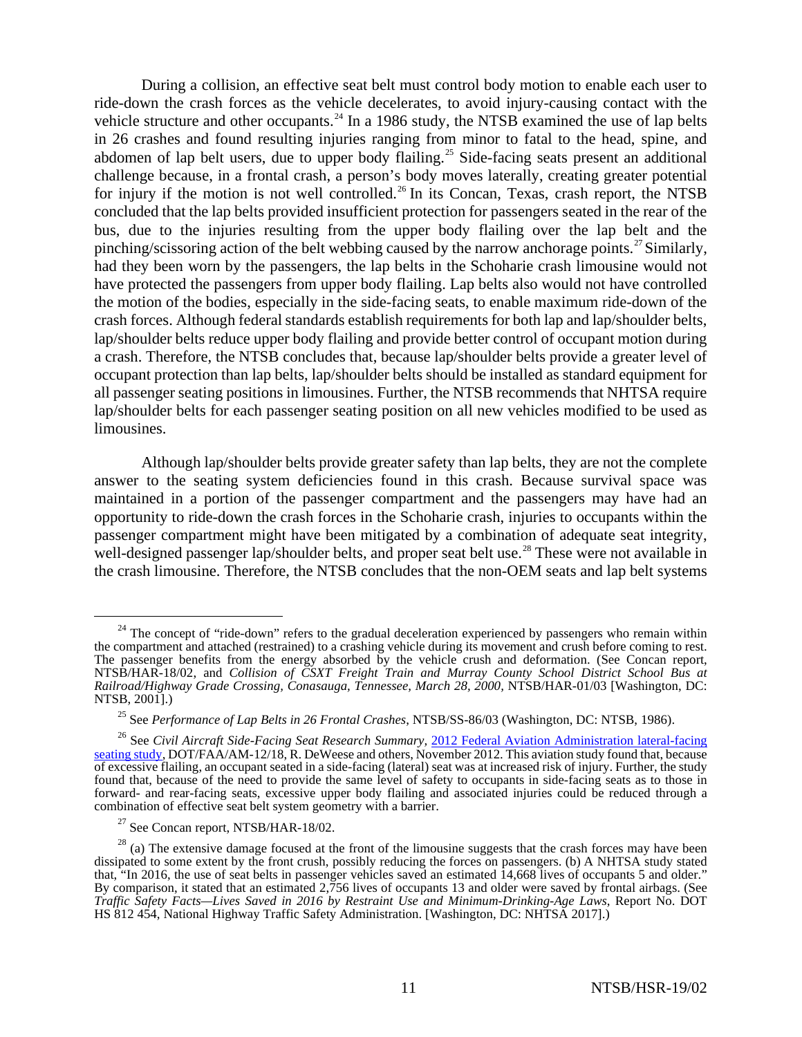During a collision, an effective seat belt must control body motion to enable each user to ride-down the crash forces as the vehicle decelerates, to avoid injury-causing contact with the vehicle structure and other occupants.[24] In a 1986 study, the NTSB examined the use of lap belts in 26 crashes and found resulting injuries ranging from minor to fatal to the head, spine, and abdomen of lap belt users, due to upper body flailing.[25] Side-facing seats present an additional challenge because, in a frontal crash, a person's body moves laterally, creating greater potential for injury if the motion is not well controlled.[26] In its Concan, Texas, crash report, the NTSB concluded that the lap belts provided insufficient protection for passengers seated in the rear of the bus, due to the injuries resulting from the upper body flailing over the lap belt and the pinching/scissoring action of the belt webbing caused by the narrow anchorage points.[27] Similarly, had they been worn by the passengers, the lap belts in the Schoharie crash limousine would not have protected the passengers from upper body flailing. Lap belts also would not have controlled the motion of the bodies, especially in the side-facing seats, to enable maximum ride-down of the crash forces. Although federal standards establish requirements for both lap and lap/shoulder belts, lap/shoulder belts reduce upper body flailing and provide better control of occupant motion during a crash. Therefore, the NTSB concludes that, because lap/shoulder belts provide a greater level of occupant protection than lap belts, lap/shoulder belts should be installed as standard equipment for all passenger seating positions in limousines. Further, the NTSB recommends that NHTSA require lap/shoulder belts for each passenger seating position on all new vehicles modified to be used as limousines.

Although lap/shoulder belts provide greater safety than lap belts, they are not the complete answer to the seating system deficiencies found in this crash. Because survival space was maintained in a portion of the passenger compartment and the passengers may have had an opportunity to ride-down the crash forces in the Schoharie crash, injuries to occupants within the passenger compartment might have been mitigated by a combination of adequate seat integrity, well-designed passenger lap/shoulder belts, and proper seat belt use.[28] These were not available in the crash limousine. Therefore, the NTSB concludes that the non-OEM seats and lap belt systems

---

[24] The concept of "ride-down" refers to the gradual deceleration experienced by passengers who remain within the compartment and attached (restrained) to a crashing vehicle during its movement and crush before coming to rest. The passenger benefits from the energy absorbed by the vehicle crush and deformation. (See Concan report, NTSB/HAR-18/02, and *Collision of CSXT Freight Train and Murray County School District School Bus at Railroad/Highway Grade Crossing, Conasauga, Tennessee, March 28, 2000*, NTSB/HAR-01/03 [Washington, DC: NTSB, 2001].)

[25] See *Performance of Lap Belts in 26 Frontal Crashes*, NTSB/SS-86/03 (Washington, DC: NTSB, 1986).

[26] See *Civil Aircraft Side-Facing Seat Research Summary*, 2012 Federal Aviation Administration lateral-facing seating study, DOT/FAA/AM-12/18, R. DeWeese and others, November 2012. This aviation study found that, because of excessive flailing, an occupant seated in a side-facing (lateral) seat was at increased risk of injury. Further, the study found that, because of the need to provide the same level of safety to occupants in side-facing seats as to those in forward- and rear-facing seats, excessive upper body flailing and associated injuries could be reduced through a combination of effective seat belt system geometry with a barrier.

[27] See Concan report, NTSB/HAR-18/02.

[28] (a) The extensive damage focused at the front of the limousine suggests that the crash forces may have been dissipated to some extent by the front crush, possibly reducing the forces on passengers. (b) A NHTSA study stated that, "In 2016, the use of seat belts in passenger vehicles saved an estimated 14,668 lives of occupants 5 and older." By comparison, it stated that an estimated 2,756 lives of occupants 13 and older were saved by frontal airbags. (See *Traffic Safety Facts—Lives Saved in 2016 by Restraint Use and Minimum-Drinking-Age Laws*, Report No. DOT HS 812 454, National Highway Traffic Safety Administration. [Washington, DC: NHTSA 2017].)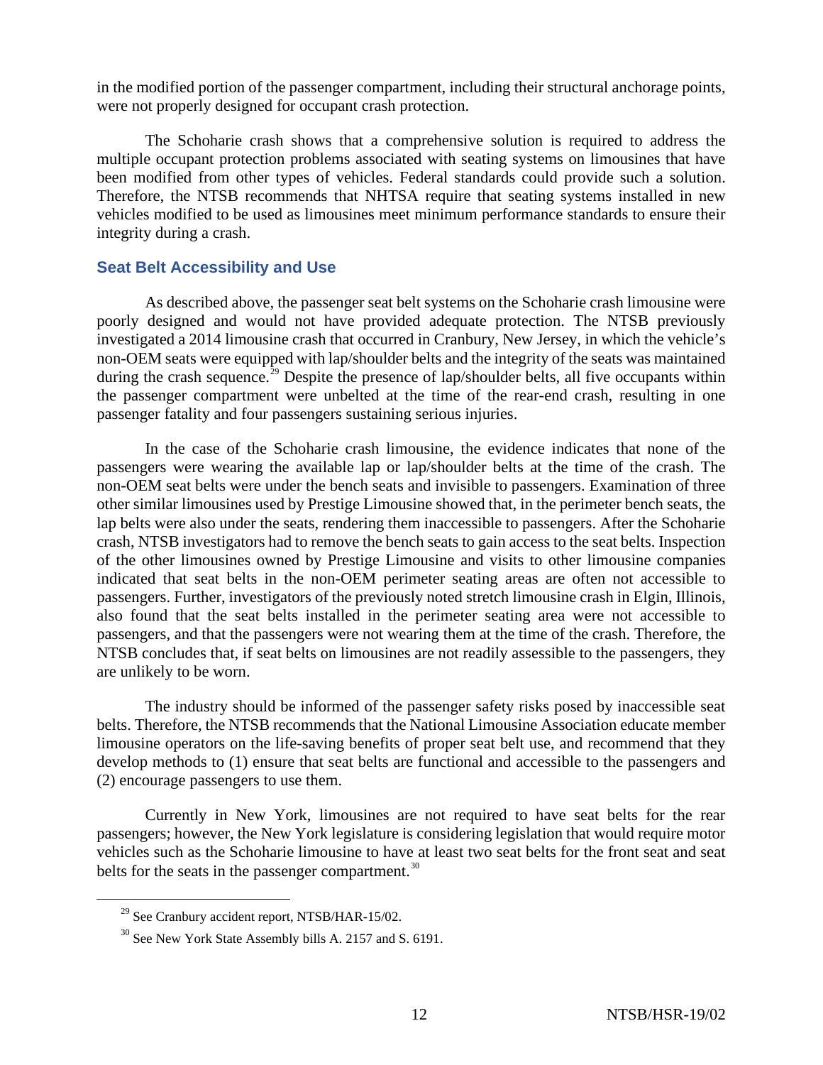in the modified portion of the passenger compartment, including their structural anchorage points, were not properly designed for occupant crash protection.

The Schoharie crash shows that a comprehensive solution is required to address the multiple occupant protection problems associated with seating systems on limousines that have been modified from other types of vehicles. Federal standards could provide such a solution. Therefore, the NTSB recommends that NHTSA require that seating systems installed in new vehicles modified to be used as limousines meet minimum performance standards to ensure their integrity during a crash.

## Seat Belt Accessibility and Use

As described above, the passenger seat belt systems on the Schoharie crash limousine were poorly designed and would not have provided adequate protection. The NTSB previously investigated a 2014 limousine crash that occurred in Cranbury, New Jersey, in which the vehicle's non-OEM seats were equipped with lap/shoulder belts and the integrity of the seats was maintained during the crash sequence.[29] Despite the presence of lap/shoulder belts, all five occupants within the passenger compartment were unbelted at the time of the rear-end crash, resulting in one passenger fatality and four passengers sustaining serious injuries.

In the case of the Schoharie crash limousine, the evidence indicates that none of the passengers were wearing the available lap or lap/shoulder belts at the time of the crash. The non-OEM seat belts were under the bench seats and invisible to passengers. Examination of three other similar limousines used by Prestige Limousine showed that, in the perimeter bench seats, the lap belts were also under the seats, rendering them inaccessible to passengers. After the Schoharie crash, NTSB investigators had to remove the bench seats to gain access to the seat belts. Inspection of the other limousines owned by Prestige Limousine and visits to other limousine companies indicated that seat belts in the non-OEM perimeter seating areas are often not accessible to passengers. Further, investigators of the previously noted stretch limousine crash in Elgin, Illinois, also found that the seat belts installed in the perimeter seating area were not accessible to passengers, and that the passengers were not wearing them at the time of the crash. Therefore, the NTSB concludes that, if seat belts on limousines are not readily assessible to the passengers, they are unlikely to be worn.

The industry should be informed of the passenger safety risks posed by inaccessible seat belts. Therefore, the NTSB recommends that the National Limousine Association educate member limousine operators on the life-saving benefits of proper seat belt use, and recommend that they develop methods to (1) ensure that seat belts are functional and accessible to the passengers and (2) encourage passengers to use them.

Currently in New York, limousines are not required to have seat belts for the rear passengers; however, the New York legislature is considering legislation that would require motor vehicles such as the Schoharie limousine to have at least two seat belts for the front seat and seat belts for the seats in the passenger compartment.[30]

---

[29] See Cranbury accident report, NTSB/HAR-15/02.

[30] See New York State Assembly bills A. 2157 and S. 6191.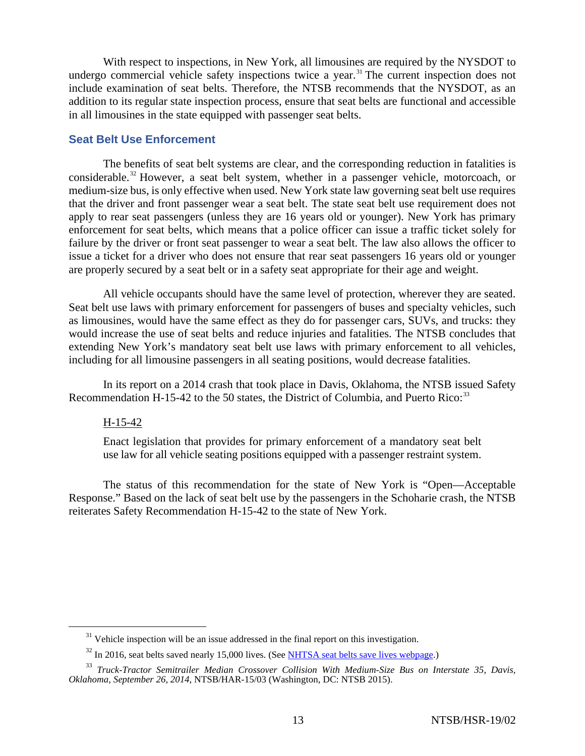With respect to inspections, in New York, all limousines are required by the NYSDOT to undergo commercial vehicle safety inspections twice a year.[31] The current inspection does not include examination of seat belts. Therefore, the NTSB recommends that the NYSDOT, as an addition to its regular state inspection process, ensure that seat belts are functional and accessible in all limousines in the state equipped with passenger seat belts.

## Seat Belt Use Enforcement

The benefits of seat belt systems are clear, and the corresponding reduction in fatalities is considerable.[32] However, a seat belt system, whether in a passenger vehicle, motorcoach, or medium-size bus, is only effective when used. New York state law governing seat belt use requires that the driver and front passenger wear a seat belt. The state seat belt use requirement does not apply to rear seat passengers (unless they are 16 years old or younger). New York has primary enforcement for seat belts, which means that a police officer can issue a traffic ticket solely for failure by the driver or front seat passenger to wear a seat belt. The law also allows the officer to issue a ticket for a driver who does not ensure that rear seat passengers 16 years old or younger are properly secured by a seat belt or in a safety seat appropriate for their age and weight.

All vehicle occupants should have the same level of protection, wherever they are seated. Seat belt use laws with primary enforcement for passengers of buses and specialty vehicles, such as limousines, would have the same effect as they do for passenger cars, SUVs, and trucks: they would increase the use of seat belts and reduce injuries and fatalities. The NTSB concludes that extending New York's mandatory seat belt use laws with primary enforcement to all vehicles, including for all limousine passengers in all seating positions, would decrease fatalities.

In its report on a 2014 crash that took place in Davis, Oklahoma, the NTSB issued Safety Recommendation H-15-42 to the 50 states, the District of Columbia, and Puerto Rico:[33]

> H-15-42
>
> Enact legislation that provides for primary enforcement of a mandatory seat belt use law for all vehicle seating positions equipped with a passenger restraint system.

The status of this recommendation for the state of New York is "Open—Acceptable Response." Based on the lack of seat belt use by the passengers in the Schoharie crash, the NTSB reiterates Safety Recommendation H-15-42 to the state of New York.

---

[31] Vehicle inspection will be an issue addressed in the final report on this investigation.

[32] In 2016, seat belts saved nearly 15,000 lives. (See NHTSA seat belts save lives webpage.)

[33] *Truck-Tractor Semitrailer Median Crossover Collision With Medium-Size Bus on Interstate 35, Davis, Oklahoma, September 26, 2014*, NTSB/HAR-15/03 (Washington, DC: NTSB 2015).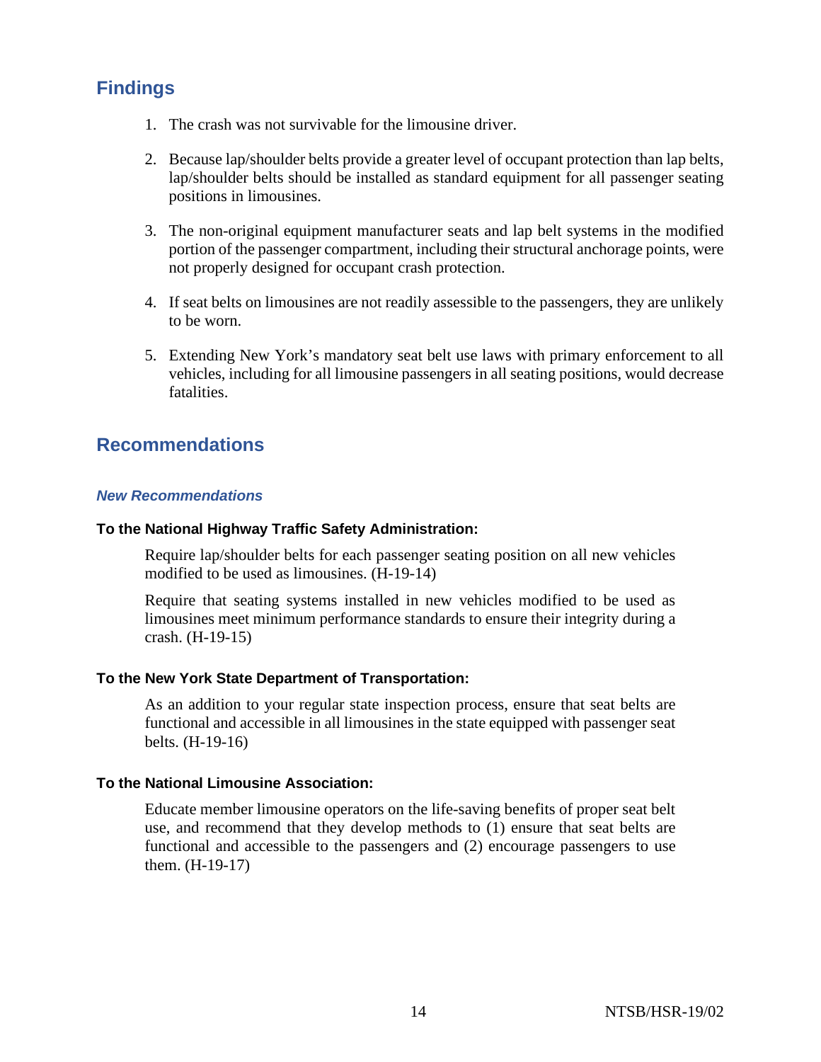## Findings

1. The crash was not survivable for the limousine driver.

2. Because lap/shoulder belts provide a greater level of occupant protection than lap belts, lap/shoulder belts should be installed as standard equipment for all passenger seating positions in limousines.

3. The non-original equipment manufacturer seats and lap belt systems in the modified portion of the passenger compartment, including their structural anchorage points, were not properly designed for occupant crash protection.

4. If seat belts on limousines are not readily assessible to the passengers, they are unlikely to be worn.

5. Extending New York's mandatory seat belt use laws with primary enforcement to all vehicles, including for all limousine passengers in all seating positions, would decrease fatalities.

## Recommendations

### *New Recommendations*

**To the National Highway Traffic Safety Administration:**

Require lap/shoulder belts for each passenger seating position on all new vehicles modified to be used as limousines. (H-19-14)

Require that seating systems installed in new vehicles modified to be used as limousines meet minimum performance standards to ensure their integrity during a crash. (H-19-15)

**To the New York State Department of Transportation:**

As an addition to your regular state inspection process, ensure that seat belts are functional and accessible in all limousines in the state equipped with passenger seat belts. (H-19-16)

**To the National Limousine Association:**

Educate member limousine operators on the life-saving benefits of proper seat belt use, and recommend that they develop methods to (1) ensure that seat belts are functional and accessible to the passengers and (2) encourage passengers to use them. (H-19-17)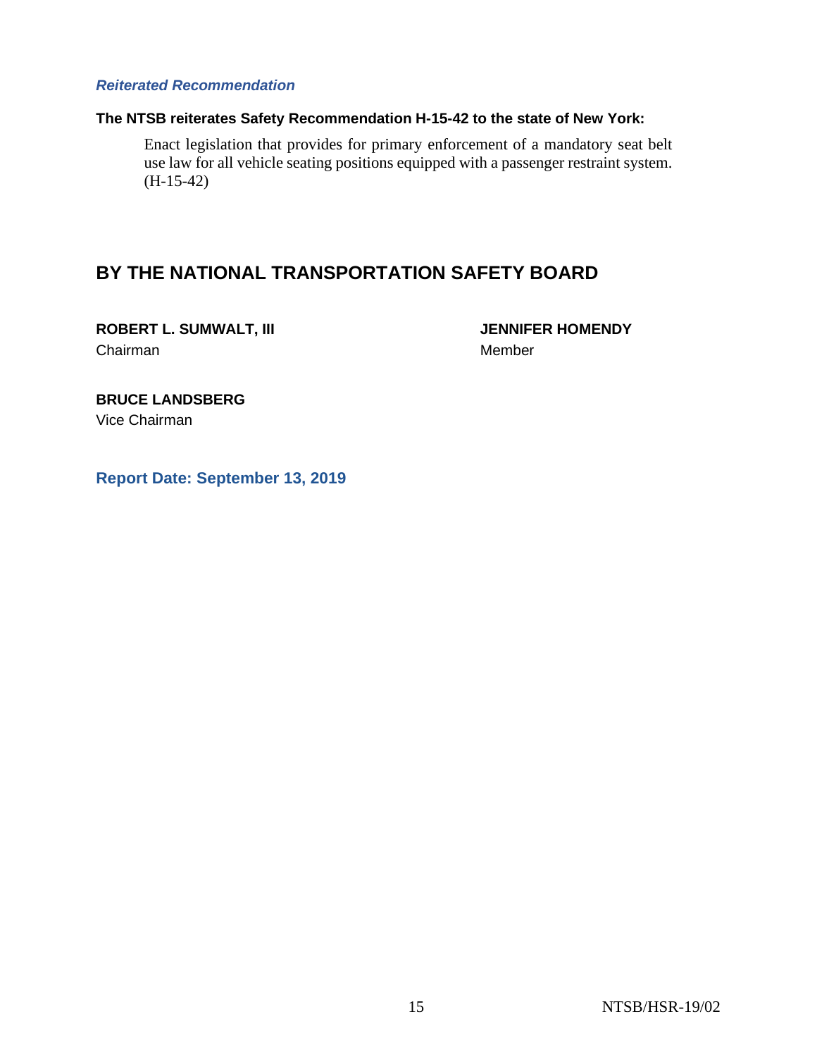### *Reiterated Recommendation*

**The NTSB reiterates Safety Recommendation H-15-42 to the state of New York:**

> Enact legislation that provides for primary enforcement of a mandatory seat belt use law for all vehicle seating positions equipped with a passenger restraint system. (H-15-42)

## BY THE NATIONAL TRANSPORTATION SAFETY BOARD

**ROBERT L. SUMWALT, III**
Chairman

**JENNIFER HOMENDY**
Member

**BRUCE LANDSBERG**
Vice Chairman

**Report Date: September 13, 2019**